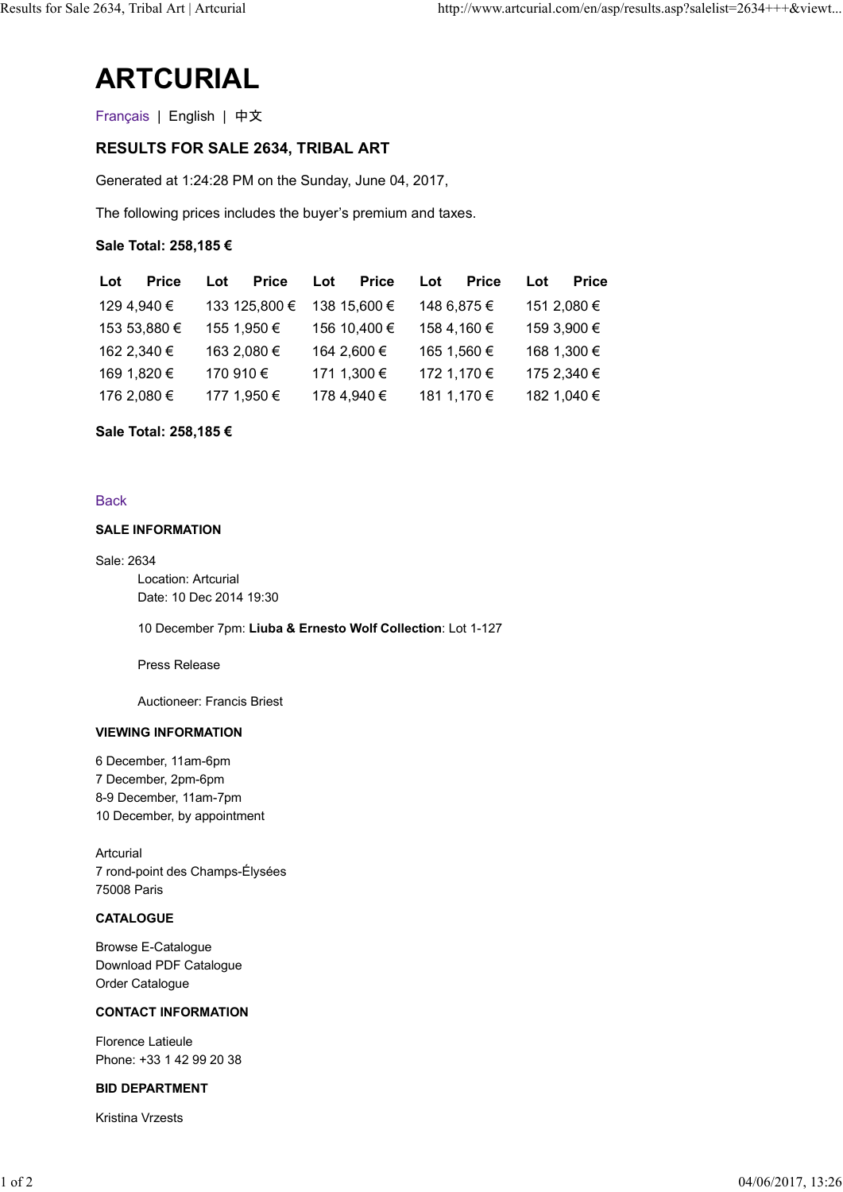# ARTCURIAL

Français | English | 中文

## RESULTS FOR SALE 2634, TRIBAL ART

Generated at 1:24:28 PM on the Sunday, June 04, 2017,

The following prices includes the buyer's premium and taxes.

**Sale Total: 258,185 €**

| Lot | Price | Lot | Price | Lot | Price | Lot | Price | Lot | Price |
|---|---|---|---|---|---|---|---|---|---|
| 129 | 4,940 € | 133 | 125,800 € | 138 | 15,600 € | 148 | 6,875 € | 151 | 2,080 € |
| 153 | 53,880 € | 155 | 1,950 € | 156 | 10,400 € | 158 | 4,160 € | 159 | 3,900 € |
| 162 | 2,340 € | 163 | 2,080 € | 164 | 2,600 € | 165 | 1,560 € | 168 | 1,300 € |
| 169 | 1,820 € | 170 | 910 € | 171 | 1,300 € | 172 | 1,170 € | 175 | 2,340 € |
| 176 | 2,080 € | 177 | 1,950 € | 178 | 4,940 € | 181 | 1,170 € | 182 | 1,040 € |

**Sale Total: 258,185 €**

Back

### SALE INFORMATION

Sale: 2634

Location: Artcurial

Date: 10 Dec 2014 19:30

10 December 7pm: **Liuba & Ernesto Wolf Collection**: Lot 1-127

Press Release

Auctioneer: Francis Briest

### VIEWING INFORMATION

6 December, 11am-6pm
7 December, 2pm-6pm
8-9 December, 11am-7pm
10 December, by appointment

Artcurial
7 rond-point des Champs-Élysées
75008 Paris

### CATALOGUE

Browse E-Catalogue
Download PDF Catalogue
Order Catalogue

### CONTACT INFORMATION

Florence Latieule
Phone: +33 1 42 99 20 38

### BID DEPARTMENT

Kristina Vrzests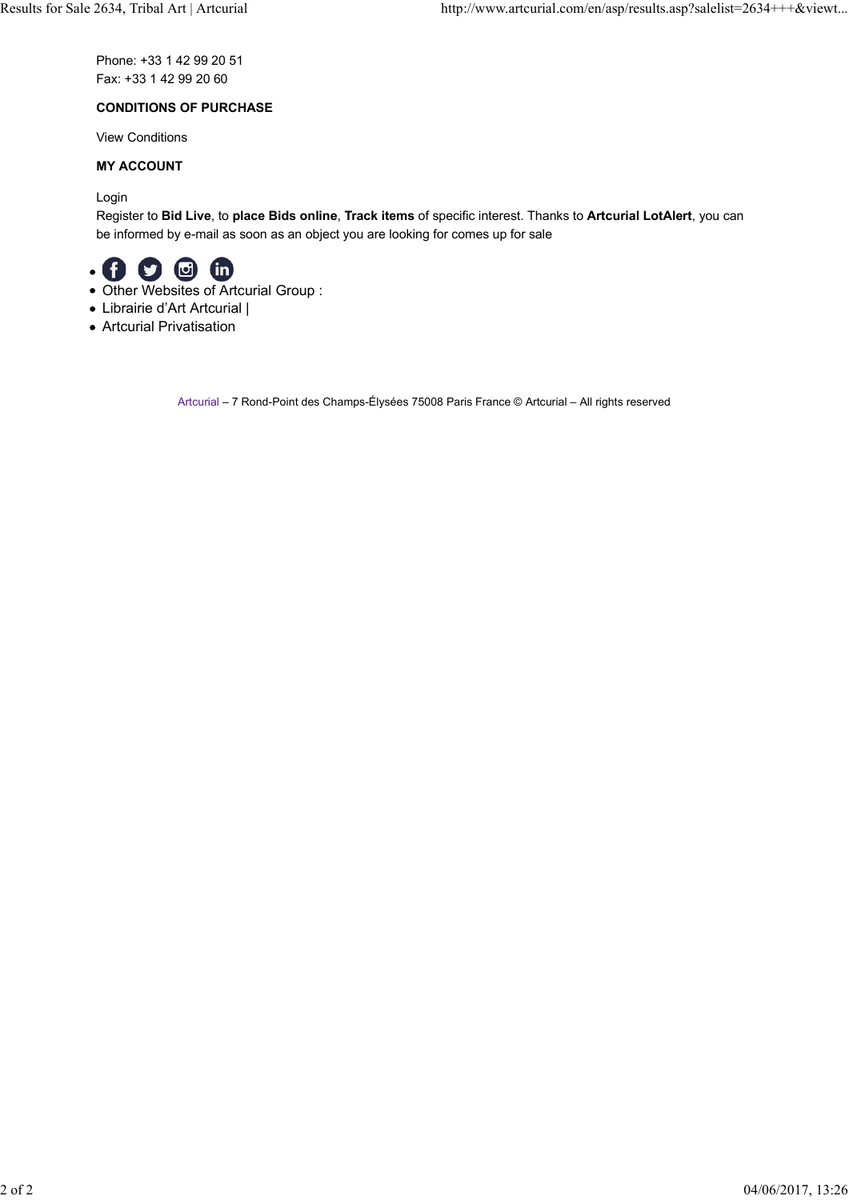Phone: +33 1 42 99 20 51
Fax: +33 1 42 99 20 60

**CONDITIONS OF PURCHASE**

View Conditions

**MY ACCOUNT**

Login
Register to **Bid Live**, to **place Bids online**, **Track items** of specific interest. Thanks to **Artcurial LotAlert**, you can be informed by e-mail as soon as an object you are looking for comes up for sale

- 
- Other Websites of Artcurial Group :
- Librairie d'Art Artcurial |
- Artcurial Privatisation

Artcurial – 7 Rond-Point des Champs-Élysées 75008 Paris France © Artcurial – All rights reserved